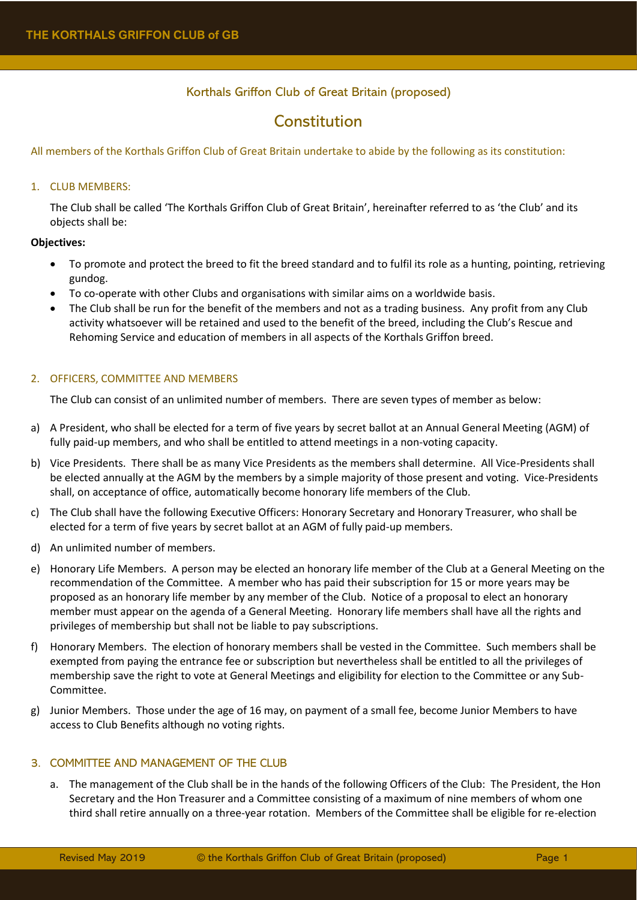## Korthals Griffon Club of Great Britain (proposed)

# Constitution

All members of the Korthals Griffon Club of Great Britain undertake to abide by the following as its constitution:

1. CLUB MEMBERS:

   The Club shall be called 'The Korthals Griffon Club of Great Britain', hereinafter referred to as 'the Club' and its objects shall be:

**Objectives:**

- To promote and protect the breed to fit the breed standard and to fulfil its role as a hunting, pointing, retrieving gundog.
- To co-operate with other Clubs and organisations with similar aims on a worldwide basis.
- The Club shall be run for the benefit of the members and not as a trading business. Any profit from any Club activity whatsoever will be retained and used to the benefit of the breed, including the Club's Rescue and Rehoming Service and education of members in all aspects of the Korthals Griffon breed.

2. OFFICERS, COMMITTEE AND MEMBERS

   The Club can consist of an unlimited number of members. There are seven types of member as below:

a) A President, who shall be elected for a term of five years by secret ballot at an Annual General Meeting (AGM) of fully paid-up members, and who shall be entitled to attend meetings in a non-voting capacity.

b) Vice Presidents. There shall be as many Vice Presidents as the members shall determine. All Vice-Presidents shall be elected annually at the AGM by the members by a simple majority of those present and voting. Vice-Presidents shall, on acceptance of office, automatically become honorary life members of the Club.

c) The Club shall have the following Executive Officers: Honorary Secretary and Honorary Treasurer, who shall be elected for a term of five years by secret ballot at an AGM of fully paid-up members.

d) An unlimited number of members.

e) Honorary Life Members. A person may be elected an honorary life member of the Club at a General Meeting on the recommendation of the Committee. A member who has paid their subscription for 15 or more years may be proposed as an honorary life member by any member of the Club. Notice of a proposal to elect an honorary member must appear on the agenda of a General Meeting. Honorary life members shall have all the rights and privileges of membership but shall not be liable to pay subscriptions.

f) Honorary Members. The election of honorary members shall be vested in the Committee. Such members shall be exempted from paying the entrance fee or subscription but nevertheless shall be entitled to all the privileges of membership save the right to vote at General Meetings and eligibility for election to the Committee or any Sub-Committee.

g) Junior Members. Those under the age of 16 may, on payment of a small fee, become Junior Members to have access to Club Benefits although no voting rights.

3. COMMITTEE AND MANAGEMENT OF THE CLUB

   a. The management of the Club shall be in the hands of the following Officers of the Club: The President, the Hon Secretary and the Hon Treasurer and a Committee consisting of a maximum of nine members of whom one third shall retire annually on a three-year rotation. Members of the Committee shall be eligible for re-election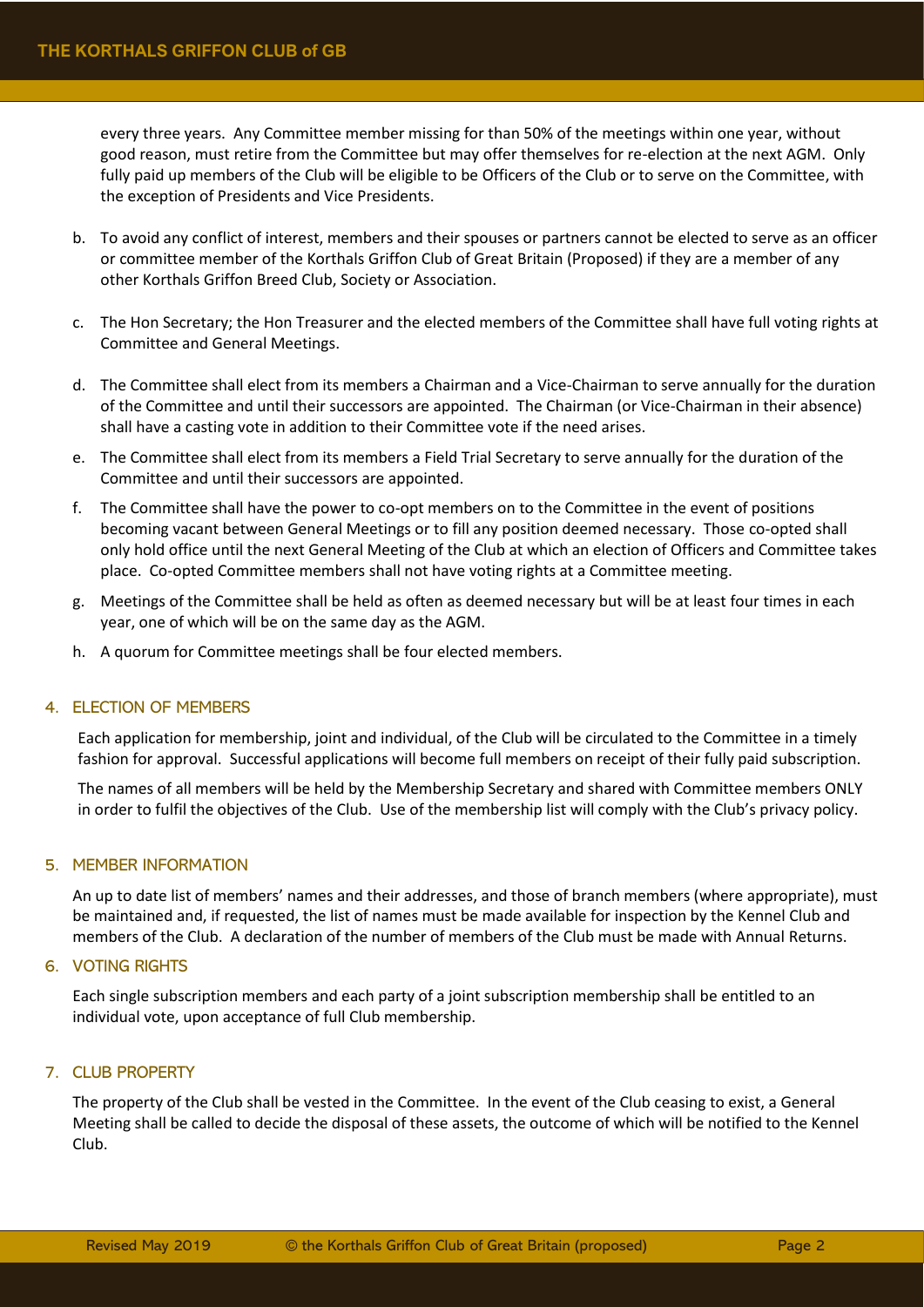every three years. Any Committee member missing for than 50% of the meetings within one year, without good reason, must retire from the Committee but may offer themselves for re-election at the next AGM. Only fully paid up members of the Club will be eligible to be Officers of the Club or to serve on the Committee, with the exception of Presidents and Vice Presidents.

b. To avoid any conflict of interest, members and their spouses or partners cannot be elected to serve as an officer or committee member of the Korthals Griffon Club of Great Britain (Proposed) if they are a member of any other Korthals Griffon Breed Club, Society or Association.

c. The Hon Secretary; the Hon Treasurer and the elected members of the Committee shall have full voting rights at Committee and General Meetings.

d. The Committee shall elect from its members a Chairman and a Vice-Chairman to serve annually for the duration of the Committee and until their successors are appointed. The Chairman (or Vice-Chairman in their absence) shall have a casting vote in addition to their Committee vote if the need arises.

e. The Committee shall elect from its members a Field Trial Secretary to serve annually for the duration of the Committee and until their successors are appointed.

f. The Committee shall have the power to co-opt members on to the Committee in the event of positions becoming vacant between General Meetings or to fill any position deemed necessary. Those co-opted shall only hold office until the next General Meeting of the Club at which an election of Officers and Committee takes place. Co-opted Committee members shall not have voting rights at a Committee meeting.

g. Meetings of the Committee shall be held as often as deemed necessary but will be at least four times in each year, one of which will be on the same day as the AGM.

h. A quorum for Committee meetings shall be four elected members.

## 4. ELECTION OF MEMBERS

Each application for membership, joint and individual, of the Club will be circulated to the Committee in a timely fashion for approval. Successful applications will become full members on receipt of their fully paid subscription.

The names of all members will be held by the Membership Secretary and shared with Committee members ONLY in order to fulfil the objectives of the Club. Use of the membership list will comply with the Club's privacy policy.

## 5. MEMBER INFORMATION

An up to date list of members' names and their addresses, and those of branch members (where appropriate), must be maintained and, if requested, the list of names must be made available for inspection by the Kennel Club and members of the Club. A declaration of the number of members of the Club must be made with Annual Returns.

## 6. VOTING RIGHTS

Each single subscription members and each party of a joint subscription membership shall be entitled to an individual vote, upon acceptance of full Club membership.

## 7. CLUB PROPERTY

The property of the Club shall be vested in the Committee. In the event of the Club ceasing to exist, a General Meeting shall be called to decide the disposal of these assets, the outcome of which will be notified to the Kennel Club.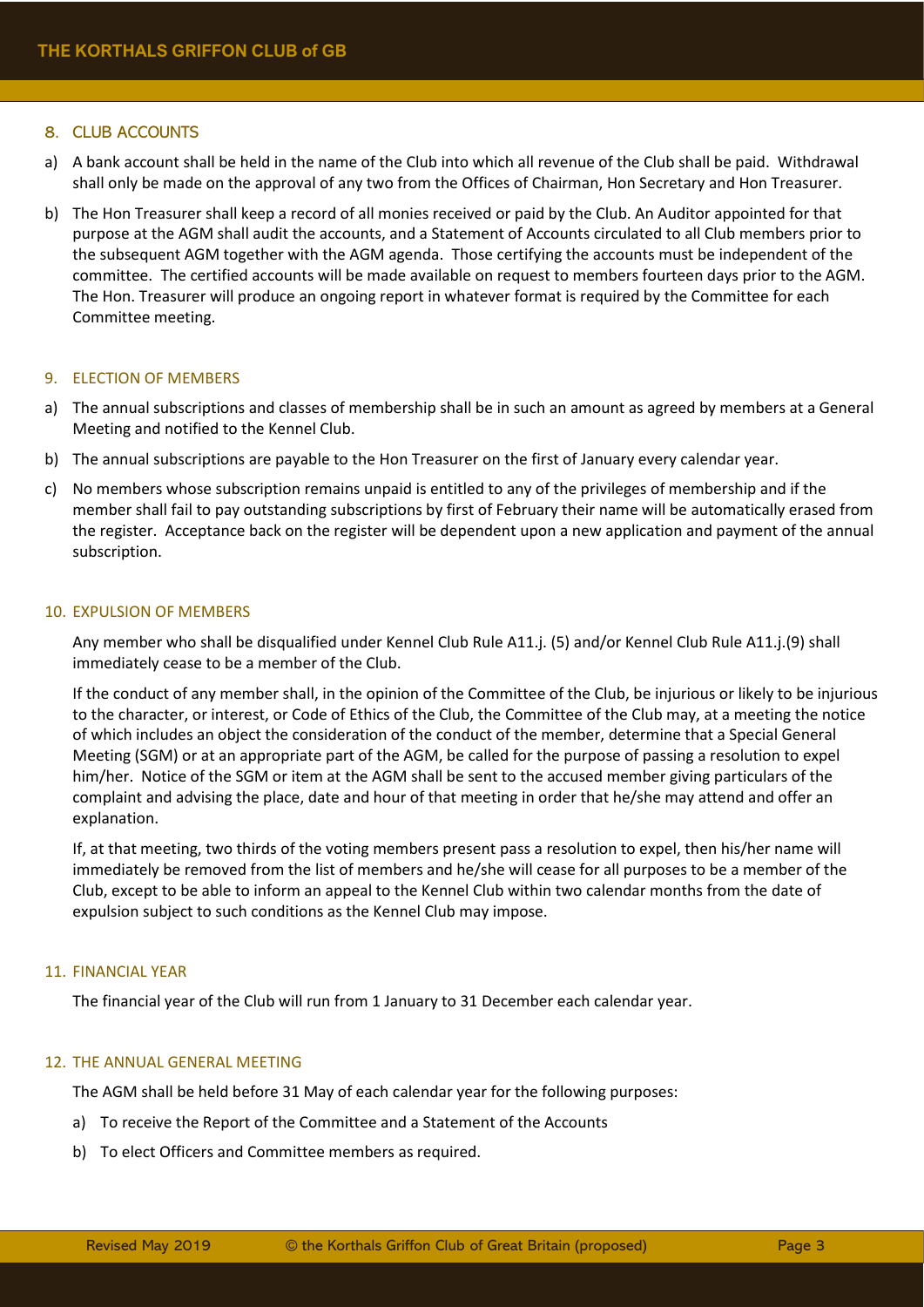## 8. CLUB ACCOUNTS

a) A bank account shall be held in the name of the Club into which all revenue of the Club shall be paid. Withdrawal shall only be made on the approval of any two from the Offices of Chairman, Hon Secretary and Hon Treasurer.

b) The Hon Treasurer shall keep a record of all monies received or paid by the Club. An Auditor appointed for that purpose at the AGM shall audit the accounts, and a Statement of Accounts circulated to all Club members prior to the subsequent AGM together with the AGM agenda. Those certifying the accounts must be independent of the committee. The certified accounts will be made available on request to members fourteen days prior to the AGM. The Hon. Treasurer will produce an ongoing report in whatever format is required by the Committee for each Committee meeting.

## 9. ELECTION OF MEMBERS

a) The annual subscriptions and classes of membership shall be in such an amount as agreed by members at a General Meeting and notified to the Kennel Club.

b) The annual subscriptions are payable to the Hon Treasurer on the first of January every calendar year.

c) No members whose subscription remains unpaid is entitled to any of the privileges of membership and if the member shall fail to pay outstanding subscriptions by first of February their name will be automatically erased from the register. Acceptance back on the register will be dependent upon a new application and payment of the annual subscription.

## 10. EXPULSION OF MEMBERS

Any member who shall be disqualified under Kennel Club Rule A11.j. (5) and/or Kennel Club Rule A11.j.(9) shall immediately cease to be a member of the Club.

If the conduct of any member shall, in the opinion of the Committee of the Club, be injurious or likely to be injurious to the character, or interest, or Code of Ethics of the Club, the Committee of the Club may, at a meeting the notice of which includes an object the consideration of the conduct of the member, determine that a Special General Meeting (SGM) or at an appropriate part of the AGM, be called for the purpose of passing a resolution to expel him/her. Notice of the SGM or item at the AGM shall be sent to the accused member giving particulars of the complaint and advising the place, date and hour of that meeting in order that he/she may attend and offer an explanation.

If, at that meeting, two thirds of the voting members present pass a resolution to expel, then his/her name will immediately be removed from the list of members and he/she will cease for all purposes to be a member of the Club, except to be able to inform an appeal to the Kennel Club within two calendar months from the date of expulsion subject to such conditions as the Kennel Club may impose.

## 11. FINANCIAL YEAR

The financial year of the Club will run from 1 January to 31 December each calendar year.

## 12. THE ANNUAL GENERAL MEETING

The AGM shall be held before 31 May of each calendar year for the following purposes:

a) To receive the Report of the Committee and a Statement of the Accounts

b) To elect Officers and Committee members as required.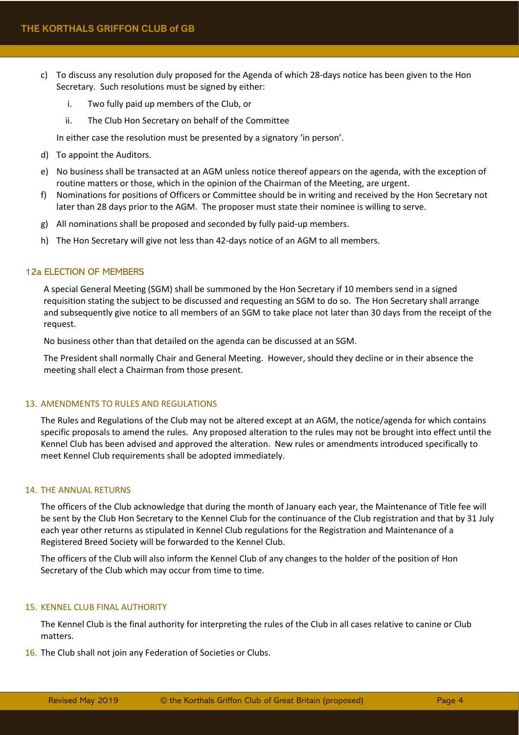c) To discuss any resolution duly proposed for the Agenda of which 28-days notice has been given to the Hon Secretary. Such resolutions must be signed by either:

   i. Two fully paid up members of the Club, or

   ii. The Club Hon Secretary on behalf of the Committee

   In either case the resolution must be presented by a signatory 'in person'.

d) To appoint the Auditors.

e) No business shall be transacted at an AGM unless notice thereof appears on the agenda, with the exception of routine matters or those, which in the opinion of the Chairman of the Meeting, are urgent.

f) Nominations for positions of Officers or Committee should be in writing and received by the Hon Secretary not later than 28 days prior to the AGM. The proposer must state their nominee is willing to serve.

g) All nominations shall be proposed and seconded by fully paid-up members.

h) The Hon Secretary will give not less than 42-days notice of an AGM to all members.

## 12a ELECTION OF MEMBERS

A special General Meeting (SGM) shall be summoned by the Hon Secretary if 10 members send in a signed requisition stating the subject to be discussed and requesting an SGM to do so. The Hon Secretary shall arrange and subsequently give notice to all members of an SGM to take place not later than 30 days from the receipt of the request.

No business other than that detailed on the agenda can be discussed at an SGM.

The President shall normally Chair and General Meeting. However, should they decline or in their absence the meeting shall elect a Chairman from those present.

## 13. AMENDMENTS TO RULES AND REGULATIONS

The Rules and Regulations of the Club may not be altered except at an AGM, the notice/agenda for which contains specific proposals to amend the rules. Any proposed alteration to the rules may not be brought into effect until the Kennel Club has been advised and approved the alteration. New rules or amendments introduced specifically to meet Kennel Club requirements shall be adopted immediately.

## 14. THE ANNUAL RETURNS

The officers of the Club acknowledge that during the month of January each year, the Maintenance of Title fee will be sent by the Club Hon Secretary to the Kennel Club for the continuance of the Club registration and that by 31 July each year other returns as stipulated in Kennel Club regulations for the Registration and Maintenance of a Registered Breed Society will be forwarded to the Kennel Club.

The officers of the Club will also inform the Kennel Club of any changes to the holder of the position of Hon Secretary of the Club which may occur from time to time.

## 15. KENNEL CLUB FINAL AUTHORITY

The Kennel Club is the final authority for interpreting the rules of the Club in all cases relative to canine or Club matters.

16. The Club shall not join any Federation of Societies or Clubs.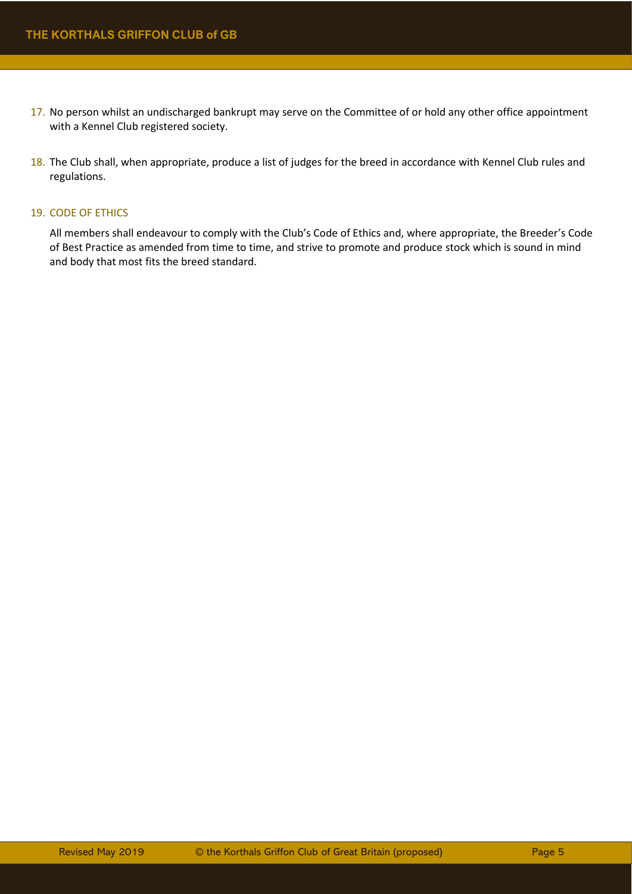17. No person whilst an undischarged bankrupt may serve on the Committee of or hold any other office appointment with a Kennel Club registered society.

18. The Club shall, when appropriate, produce a list of judges for the breed in accordance with Kennel Club rules and regulations.

19. CODE OF ETHICS

    All members shall endeavour to comply with the Club's Code of Ethics and, where appropriate, the Breeder's Code of Best Practice as amended from time to time, and strive to promote and produce stock which is sound in mind and body that most fits the breed standard.